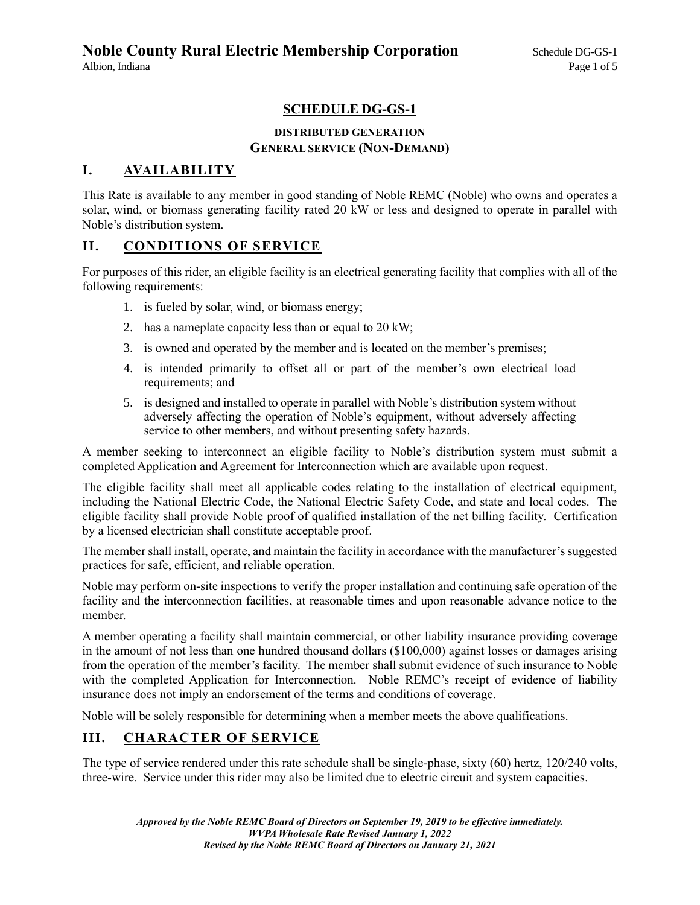# SCHEDULE DG-GS-1

### DISTRIBUTED GENERATION
### GENERAL SERVICE (NON-DEMAND)

## I. AVAILABILITY

This Rate is available to any member in good standing of Noble REMC (Noble) who owns and operates a solar, wind, or biomass generating facility rated 20 kW or less and designed to operate in parallel with Noble's distribution system.

## II. CONDITIONS OF SERVICE

For purposes of this rider, an eligible facility is an electrical generating facility that complies with all of the following requirements:

1. is fueled by solar, wind, or biomass energy;
2. has a nameplate capacity less than or equal to 20 kW;
3. is owned and operated by the member and is located on the member's premises;
4. is intended primarily to offset all or part of the member's own electrical load requirements; and
5. is designed and installed to operate in parallel with Noble's distribution system without adversely affecting the operation of Noble's equipment, without adversely affecting service to other members, and without presenting safety hazards.

A member seeking to interconnect an eligible facility to Noble's distribution system must submit a completed Application and Agreement for Interconnection which are available upon request.

The eligible facility shall meet all applicable codes relating to the installation of electrical equipment, including the National Electric Code, the National Electric Safety Code, and state and local codes. The eligible facility shall provide Noble proof of qualified installation of the net billing facility. Certification by a licensed electrician shall constitute acceptable proof.

The member shall install, operate, and maintain the facility in accordance with the manufacturer's suggested practices for safe, efficient, and reliable operation.

Noble may perform on-site inspections to verify the proper installation and continuing safe operation of the facility and the interconnection facilities, at reasonable times and upon reasonable advance notice to the member.

A member operating a facility shall maintain commercial, or other liability insurance providing coverage in the amount of not less than one hundred thousand dollars ($100,000) against losses or damages arising from the operation of the member's facility. The member shall submit evidence of such insurance to Noble with the completed Application for Interconnection. Noble REMC's receipt of evidence of liability insurance does not imply an endorsement of the terms and conditions of coverage.

Noble will be solely responsible for determining when a member meets the above qualifications.

## III. CHARACTER OF SERVICE

The type of service rendered under this rate schedule shall be single-phase, sixty (60) hertz, 120/240 volts, three-wire. Service under this rider may also be limited due to electric circuit and system capacities.

*Approved by the Noble REMC Board of Directors on September 19, 2019 to be effective immediately.*
*WVPA Wholesale Rate Revised January 1, 2022*
*Revised by the Noble REMC Board of Directors on January 21, 2021*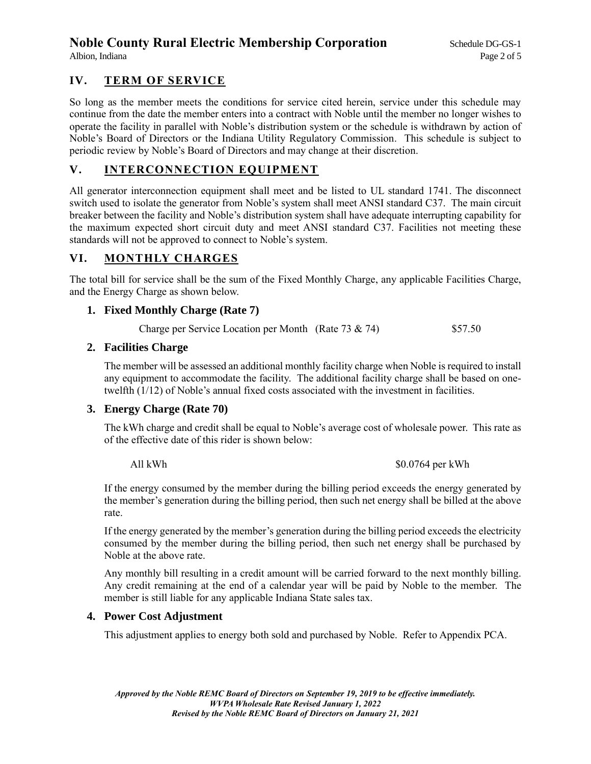## IV. TERM OF SERVICE

So long as the member meets the conditions for service cited herein, service under this schedule may continue from the date the member enters into a contract with Noble until the member no longer wishes to operate the facility in parallel with Noble's distribution system or the schedule is withdrawn by action of Noble's Board of Directors or the Indiana Utility Regulatory Commission. This schedule is subject to periodic review by Noble's Board of Directors and may change at their discretion.

## V. INTERCONNECTION EQUIPMENT

All generator interconnection equipment shall meet and be listed to UL standard 1741. The disconnect switch used to isolate the generator from Noble's system shall meet ANSI standard C37. The main circuit breaker between the facility and Noble's distribution system shall have adequate interrupting capability for the maximum expected short circuit duty and meet ANSI standard C37. Facilities not meeting these standards will not be approved to connect to Noble's system.

## VI. MONTHLY CHARGES

The total bill for service shall be the sum of the Fixed Monthly Charge, any applicable Facilities Charge, and the Energy Charge as shown below.

### 1. Fixed Monthly Charge (Rate 7)

Charge per Service Location per Month (Rate 73 & 74) $57.50

### 2. Facilities Charge

The member will be assessed an additional monthly facility charge when Noble is required to install any equipment to accommodate the facility. The additional facility charge shall be based on one-twelfth (1/12) of Noble's annual fixed costs associated with the investment in facilities.

### 3. Energy Charge (Rate 70)

The kWh charge and credit shall be equal to Noble's average cost of wholesale power. This rate as of the effective date of this rider is shown below:

All kWh $0.0764 per kWh

If the energy consumed by the member during the billing period exceeds the energy generated by the member's generation during the billing period, then such net energy shall be billed at the above rate.

If the energy generated by the member's generation during the billing period exceeds the electricity consumed by the member during the billing period, then such net energy shall be purchased by Noble at the above rate.

Any monthly bill resulting in a credit amount will be carried forward to the next monthly billing. Any credit remaining at the end of a calendar year will be paid by Noble to the member. The member is still liable for any applicable Indiana State sales tax.

### 4. Power Cost Adjustment

This adjustment applies to energy both sold and purchased by Noble. Refer to Appendix PCA.

*Approved by the Noble REMC Board of Directors on September 19, 2019 to be effective immediately.*
*WVPA Wholesale Rate Revised January 1, 2022*
*Revised by the Noble REMC Board of Directors on January 21, 2021*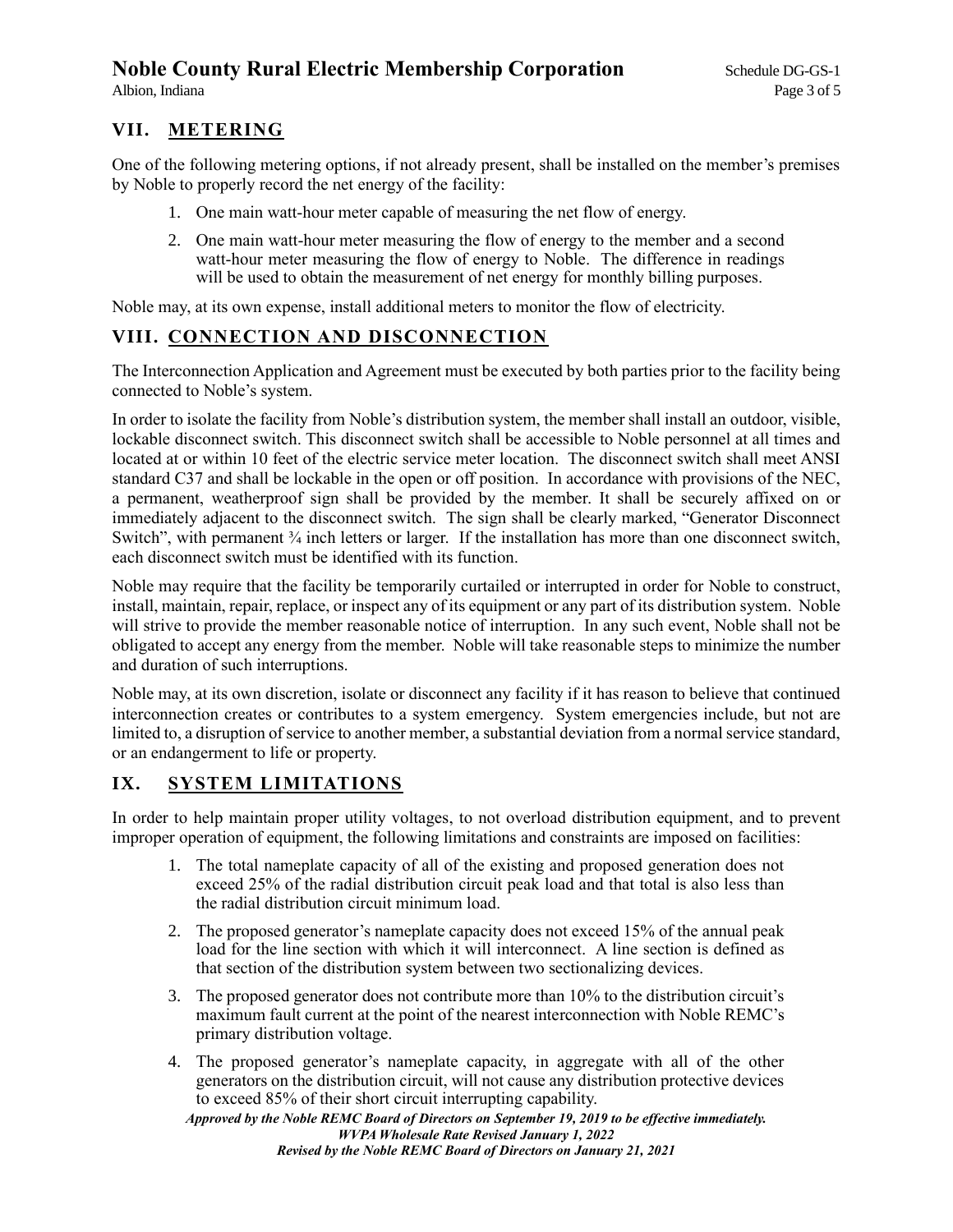## VII. METERING

One of the following metering options, if not already present, shall be installed on the member's premises by Noble to properly record the net energy of the facility:

1. One main watt-hour meter capable of measuring the net flow of energy.
2. One main watt-hour meter measuring the flow of energy to the member and a second watt-hour meter measuring the flow of energy to Noble. The difference in readings will be used to obtain the measurement of net energy for monthly billing purposes.

Noble may, at its own expense, install additional meters to monitor the flow of electricity.

## VIII. CONNECTION AND DISCONNECTION

The Interconnection Application and Agreement must be executed by both parties prior to the facility being connected to Noble's system.

In order to isolate the facility from Noble's distribution system, the member shall install an outdoor, visible, lockable disconnect switch. This disconnect switch shall be accessible to Noble personnel at all times and located at or within 10 feet of the electric service meter location. The disconnect switch shall meet ANSI standard C37 and shall be lockable in the open or off position. In accordance with provisions of the NEC, a permanent, weatherproof sign shall be provided by the member. It shall be securely affixed on or immediately adjacent to the disconnect switch. The sign shall be clearly marked, "Generator Disconnect Switch", with permanent ¾ inch letters or larger. If the installation has more than one disconnect switch, each disconnect switch must be identified with its function.

Noble may require that the facility be temporarily curtailed or interrupted in order for Noble to construct, install, maintain, repair, replace, or inspect any of its equipment or any part of its distribution system. Noble will strive to provide the member reasonable notice of interruption. In any such event, Noble shall not be obligated to accept any energy from the member. Noble will take reasonable steps to minimize the number and duration of such interruptions.

Noble may, at its own discretion, isolate or disconnect any facility if it has reason to believe that continued interconnection creates or contributes to a system emergency. System emergencies include, but not are limited to, a disruption of service to another member, a substantial deviation from a normal service standard, or an endangerment to life or property.

## IX. SYSTEM LIMITATIONS

In order to help maintain proper utility voltages, to not overload distribution equipment, and to prevent improper operation of equipment, the following limitations and constraints are imposed on facilities:

1. The total nameplate capacity of all of the existing and proposed generation does not exceed 25% of the radial distribution circuit peak load and that total is also less than the radial distribution circuit minimum load.
2. The proposed generator's nameplate capacity does not exceed 15% of the annual peak load for the line section with which it will interconnect. A line section is defined as that section of the distribution system between two sectionalizing devices.
3. The proposed generator does not contribute more than 10% to the distribution circuit's maximum fault current at the point of the nearest interconnection with Noble REMC's primary distribution voltage.
4. The proposed generator's nameplate capacity, in aggregate with all of the other generators on the distribution circuit, will not cause any distribution protective devices to exceed 85% of their short circuit interrupting capability.

***Approved by the Noble REMC Board of Directors on September 19, 2019 to be effective immediately.***
***WVPA Wholesale Rate Revised January 1, 2022***
***Revised by the Noble REMC Board of Directors on January 21, 2021***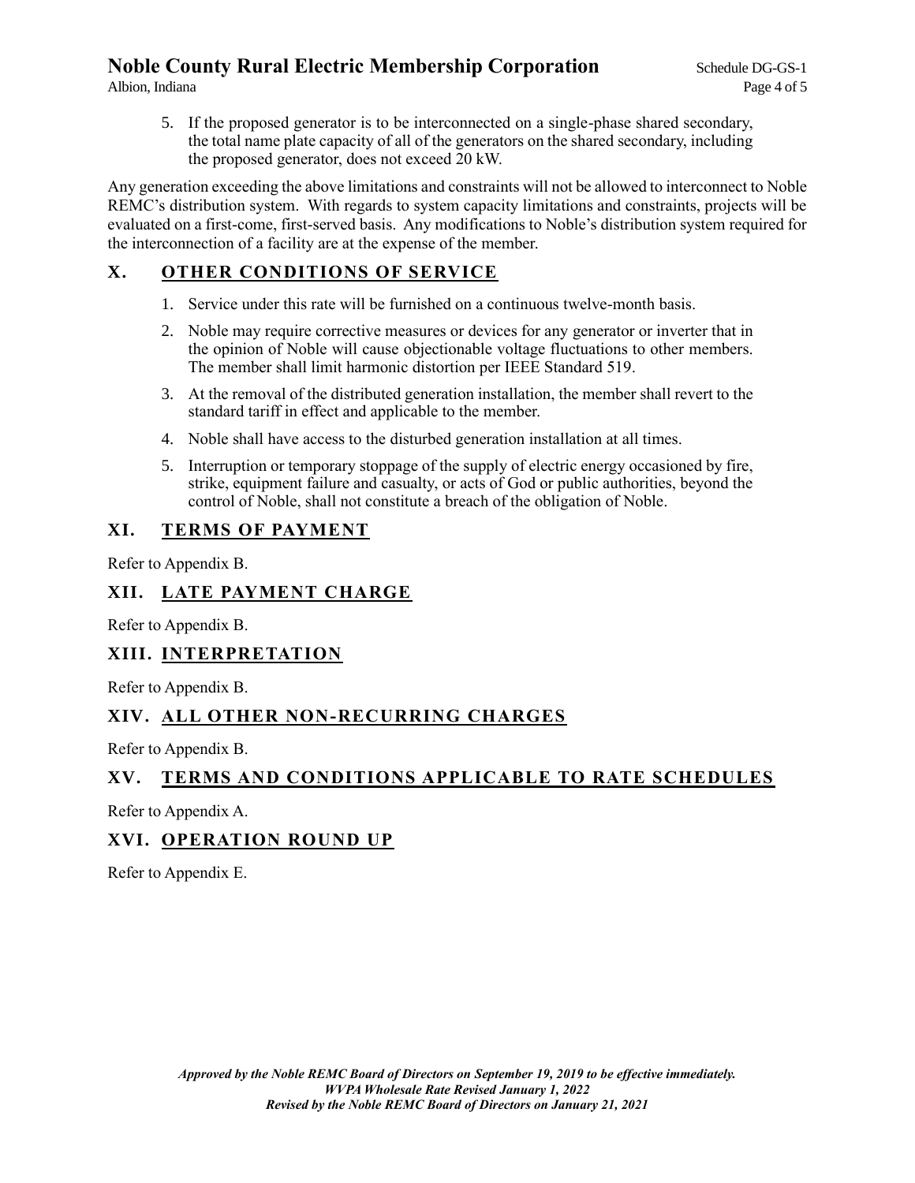5. If the proposed generator is to be interconnected on a single-phase shared secondary, the total name plate capacity of all of the generators on the shared secondary, including the proposed generator, does not exceed 20 kW.

Any generation exceeding the above limitations and constraints will not be allowed to interconnect to Noble REMC's distribution system. With regards to system capacity limitations and constraints, projects will be evaluated on a first-come, first-served basis. Any modifications to Noble's distribution system required for the interconnection of a facility are at the expense of the member.

## X. OTHER CONDITIONS OF SERVICE

1. Service under this rate will be furnished on a continuous twelve-month basis.
2. Noble may require corrective measures or devices for any generator or inverter that in the opinion of Noble will cause objectionable voltage fluctuations to other members. The member shall limit harmonic distortion per IEEE Standard 519.
3. At the removal of the distributed generation installation, the member shall revert to the standard tariff in effect and applicable to the member.
4. Noble shall have access to the disturbed generation installation at all times.
5. Interruption or temporary stoppage of the supply of electric energy occasioned by fire, strike, equipment failure and casualty, or acts of God or public authorities, beyond the control of Noble, shall not constitute a breach of the obligation of Noble.

## XI. TERMS OF PAYMENT

Refer to Appendix B.

## XII. LATE PAYMENT CHARGE

Refer to Appendix B.

## XIII. INTERPRETATION

Refer to Appendix B.

## XIV. ALL OTHER NON-RECURRING CHARGES

Refer to Appendix B.

## XV. TERMS AND CONDITIONS APPLICABLE TO RATE SCHEDULES

Refer to Appendix A.

## XVI. OPERATION ROUND UP

Refer to Appendix E.

*Approved by the Noble REMC Board of Directors on September 19, 2019 to be effective immediately.*
*WVPA Wholesale Rate Revised January 1, 2022*
*Revised by the Noble REMC Board of Directors on January 21, 2021*